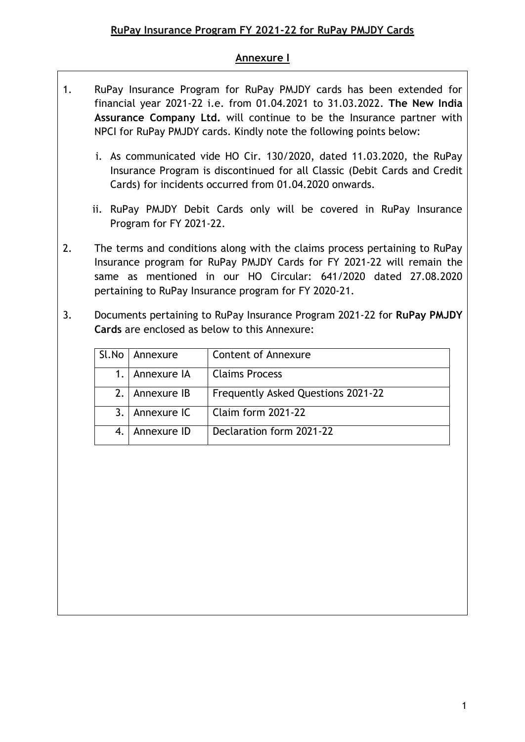## RuPay Insurance Program FY 2021-22 for RuPay PMJDY Cards

### Annexure I

1. RuPay Insurance Program for RuPay PMJDY cards has been extended for financial year 2021-22 i.e. from 01.04.2021 to 31.03.2022. **The New India Assurance Company Ltd.** will continue to be the Insurance partner with NPCI for RuPay PMJDY cards. Kindly note the following points below:

   i. As communicated vide HO Cir. 130/2020, dated 11.03.2020, the RuPay Insurance Program is discontinued for all Classic (Debit Cards and Credit Cards) for incidents occurred from 01.04.2020 onwards.

   ii. RuPay PMJDY Debit Cards only will be covered in RuPay Insurance Program for FY 2021-22.

2. The terms and conditions along with the claims process pertaining to RuPay Insurance program for RuPay PMJDY Cards for FY 2021-22 will remain the same as mentioned in our HO Circular: 641/2020 dated 27.08.2020 pertaining to RuPay Insurance program for FY 2020-21.

3. Documents pertaining to RuPay Insurance Program 2021-22 for **RuPay PMJDY Cards** are enclosed as below to this Annexure:

| Sl.No | Annexure | Content of Annexure |
|---|---|---|
| 1. | Annexure IA | Claims Process |
| 2. | Annexure IB | Frequently Asked Questions 2021-22 |
| 3. | Annexure IC | Claim form 2021-22 |
| 4. | Annexure ID | Declaration form 2021-22 |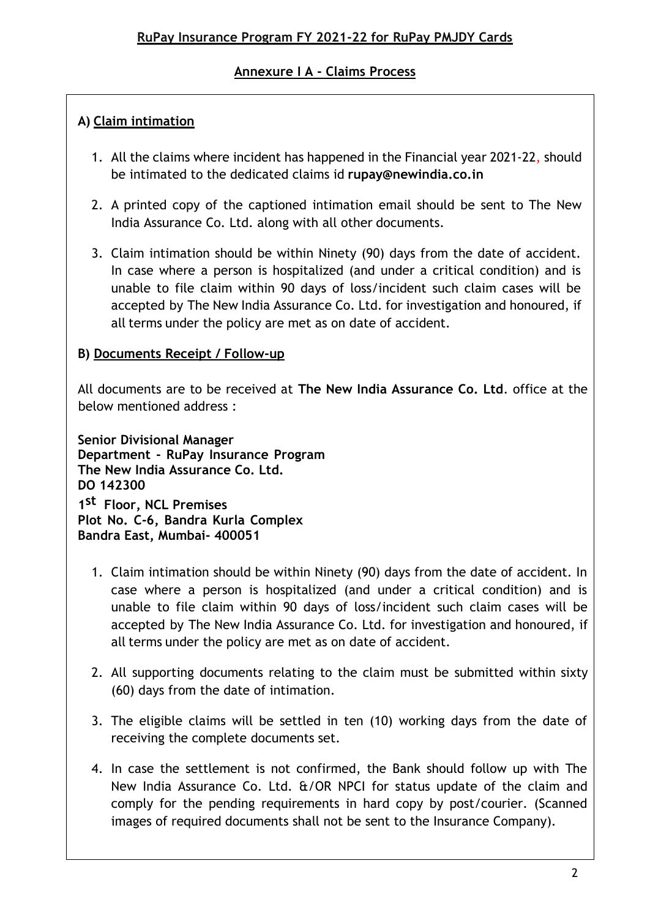## RuPay Insurance Program FY 2021-22 for RuPay PMJDY Cards

### Annexure I A - Claims Process

#### A) Claim intimation

1. All the claims where incident has happened in the Financial year 2021-22, should be intimated to the dedicated claims id **rupay@newindia.co.in**
2. A printed copy of the captioned intimation email should be sent to The New India Assurance Co. Ltd. along with all other documents.
3. Claim intimation should be within Ninety (90) days from the date of accident. In case where a person is hospitalized (and under a critical condition) and is unable to file claim within 90 days of loss/incident such claim cases will be accepted by The New India Assurance Co. Ltd. for investigation and honoured, if all terms under the policy are met as on date of accident.

#### B) Documents Receipt / Follow-up

All documents are to be received at **The New India Assurance Co. Ltd**. office at the below mentioned address :

**Senior Divisional Manager**
**Department - RuPay Insurance Program**
**The New India Assurance Co. Ltd.**
**DO 142300**
**1st Floor, NCL Premises**
**Plot No. C-6, Bandra Kurla Complex**
**Bandra East, Mumbai- 400051**

1. Claim intimation should be within Ninety (90) days from the date of accident. In case where a person is hospitalized (and under a critical condition) and is unable to file claim within 90 days of loss/incident such claim cases will be accepted by The New India Assurance Co. Ltd. for investigation and honoured, if all terms under the policy are met as on date of accident.
2. All supporting documents relating to the claim must be submitted within sixty (60) days from the date of intimation.
3. The eligible claims will be settled in ten (10) working days from the date of receiving the complete documents set.
4. In case the settlement is not confirmed, the Bank should follow up with The New India Assurance Co. Ltd. &/OR NPCI for status update of the claim and comply for the pending requirements in hard copy by post/courier. (Scanned images of required documents shall not be sent to the Insurance Company).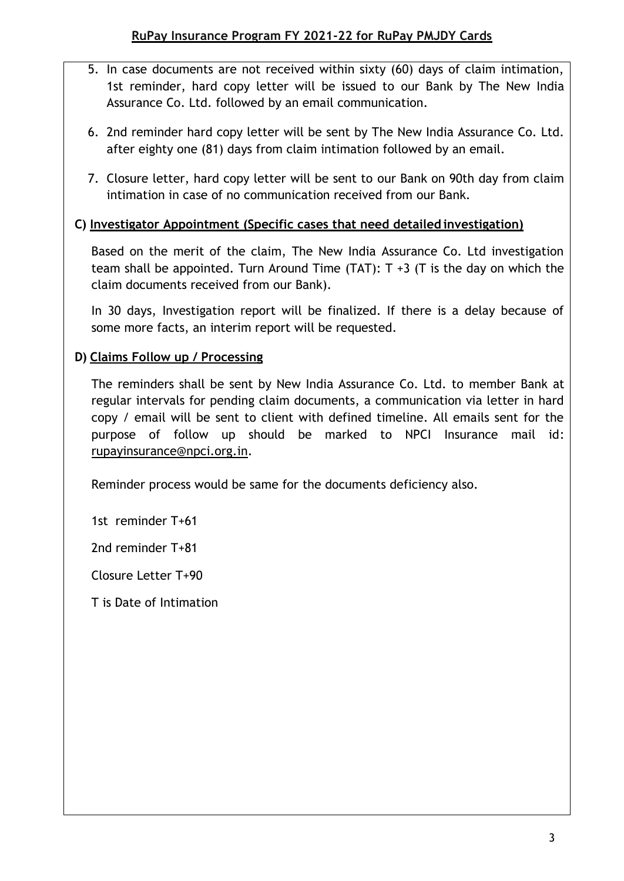5. In case documents are not received within sixty (60) days of claim intimation, 1st reminder, hard copy letter will be issued to our Bank by The New India Assurance Co. Ltd. followed by an email communication.
6. 2nd reminder hard copy letter will be sent by The New India Assurance Co. Ltd. after eighty one (81) days from claim intimation followed by an email.
7. Closure letter, hard copy letter will be sent to our Bank on 90th day from claim intimation in case of no communication received from our Bank.

**C) Investigator Appointment (Specific cases that need detailed investigation)**

Based on the merit of the claim, The New India Assurance Co. Ltd investigation team shall be appointed. Turn Around Time (TAT): T +3 (T is the day on which the claim documents received from our Bank).

In 30 days, Investigation report will be finalized. If there is a delay because of some more facts, an interim report will be requested.

**D) Claims Follow up / Processing**

The reminders shall be sent by New India Assurance Co. Ltd. to member Bank at regular intervals for pending claim documents, a communication via letter in hard copy / email will be sent to client with defined timeline. All emails sent for the purpose of follow up should be marked to NPCI Insurance mail id: rupayinsurance@npci.org.in.

Reminder process would be same for the documents deficiency also.

1st reminder T+61

2nd reminder T+81

Closure Letter T+90

T is Date of Intimation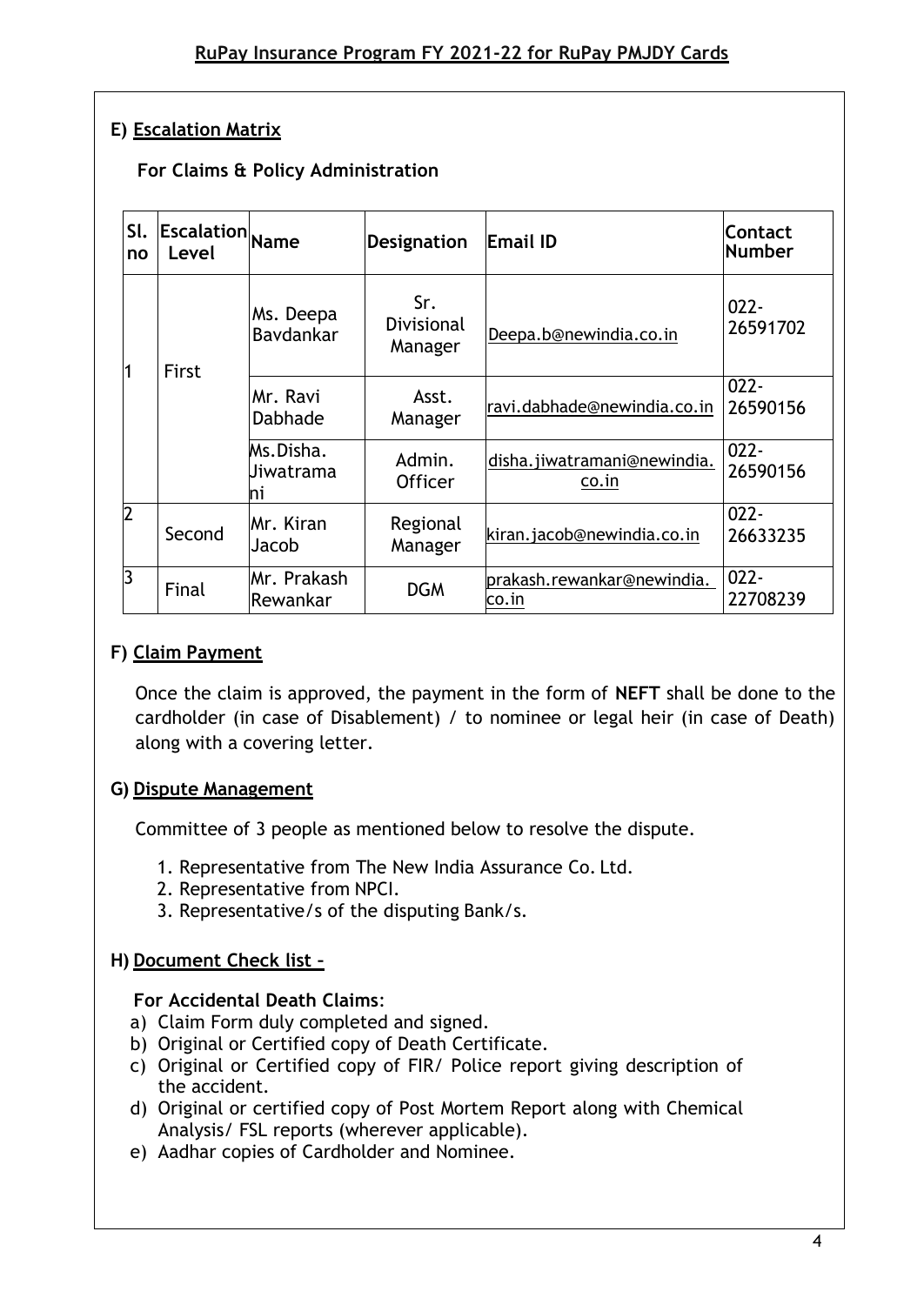## E) Escalation Matrix

**For Claims & Policy Administration**

| Sl. no | Escalation Level | Name | Designation | Email ID | Contact Number |
|---|---|---|---|---|---|
| 1 | First | Ms. Deepa Bavdankar | Sr. Divisional Manager | Deepa.b@newindia.co.in | 022-26591702 |
| | | Mr. Ravi Dabhade | Asst. Manager | ravi.dabhade@newindia.co.in | 022-26590156 |
| | | Ms.Disha. Jiwatramani | Admin. Officer | disha.jiwatramani@newindia.co.in | 022-26590156 |
| 2 | Second | Mr. Kiran Jacob | Regional Manager | kiran.jacob@newindia.co.in | 022-26633235 |
| 3 | Final | Mr. Prakash Rewankar | DGM | prakash.rewankar@newindia.co.in | 022-22708239 |

## F) Claim Payment

Once the claim is approved, the payment in the form of **NEFT** shall be done to the cardholder (in case of Disablement) / to nominee or legal heir (in case of Death) along with a covering letter.

## G) Dispute Management

Committee of 3 people as mentioned below to resolve the dispute.

1. Representative from The New India Assurance Co. Ltd.
2. Representative from NPCI.
3. Representative/s of the disputing Bank/s.

## H) Document Check list –

**For Accidental Death Claims**:

a) Claim Form duly completed and signed.
b) Original or Certified copy of Death Certificate.
c) Original or Certified copy of FIR/ Police report giving description of the accident.
d) Original or certified copy of Post Mortem Report along with Chemical Analysis/ FSL reports (wherever applicable).
e) Aadhar copies of Cardholder and Nominee.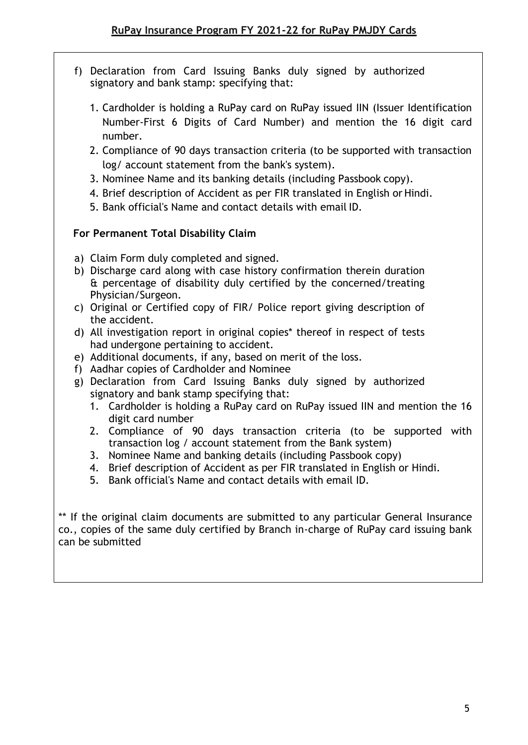f) Declaration from Card Issuing Banks duly signed by authorized signatory and bank stamp: specifying that:

   1. Cardholder is holding a RuPay card on RuPay issued IIN (Issuer Identification Number-First 6 Digits of Card Number) and mention the 16 digit card number.
   2. Compliance of 90 days transaction criteria (to be supported with transaction log/ account statement from the bank's system).
   3. Nominee Name and its banking details (including Passbook copy).
   4. Brief description of Accident as per FIR translated in English or Hindi.
   5. Bank official's Name and contact details with email ID.

**For Permanent Total Disability Claim**

a) Claim Form duly completed and signed.
b) Discharge card along with case history confirmation therein duration & percentage of disability duly certified by the concerned/treating Physician/Surgeon.
c) Original or Certified copy of FIR/ Police report giving description of the accident.
d) All investigation report in original copies* thereof in respect of tests had undergone pertaining to accident.
e) Additional documents, if any, based on merit of the loss.
f) Aadhar copies of Cardholder and Nominee
g) Declaration from Card Issuing Banks duly signed by authorized signatory and bank stamp specifying that:
   1. Cardholder is holding a RuPay card on RuPay issued IIN and mention the 16 digit card number
   2. Compliance of 90 days transaction criteria (to be supported with transaction log / account statement from the Bank system)
   3. Nominee Name and banking details (including Passbook copy)
   4. Brief description of Accident as per FIR translated in English or Hindi.
   5. Bank official's Name and contact details with email ID.

** If the original claim documents are submitted to any particular General Insurance co., copies of the same duly certified by Branch in-charge of RuPay card issuing bank can be submitted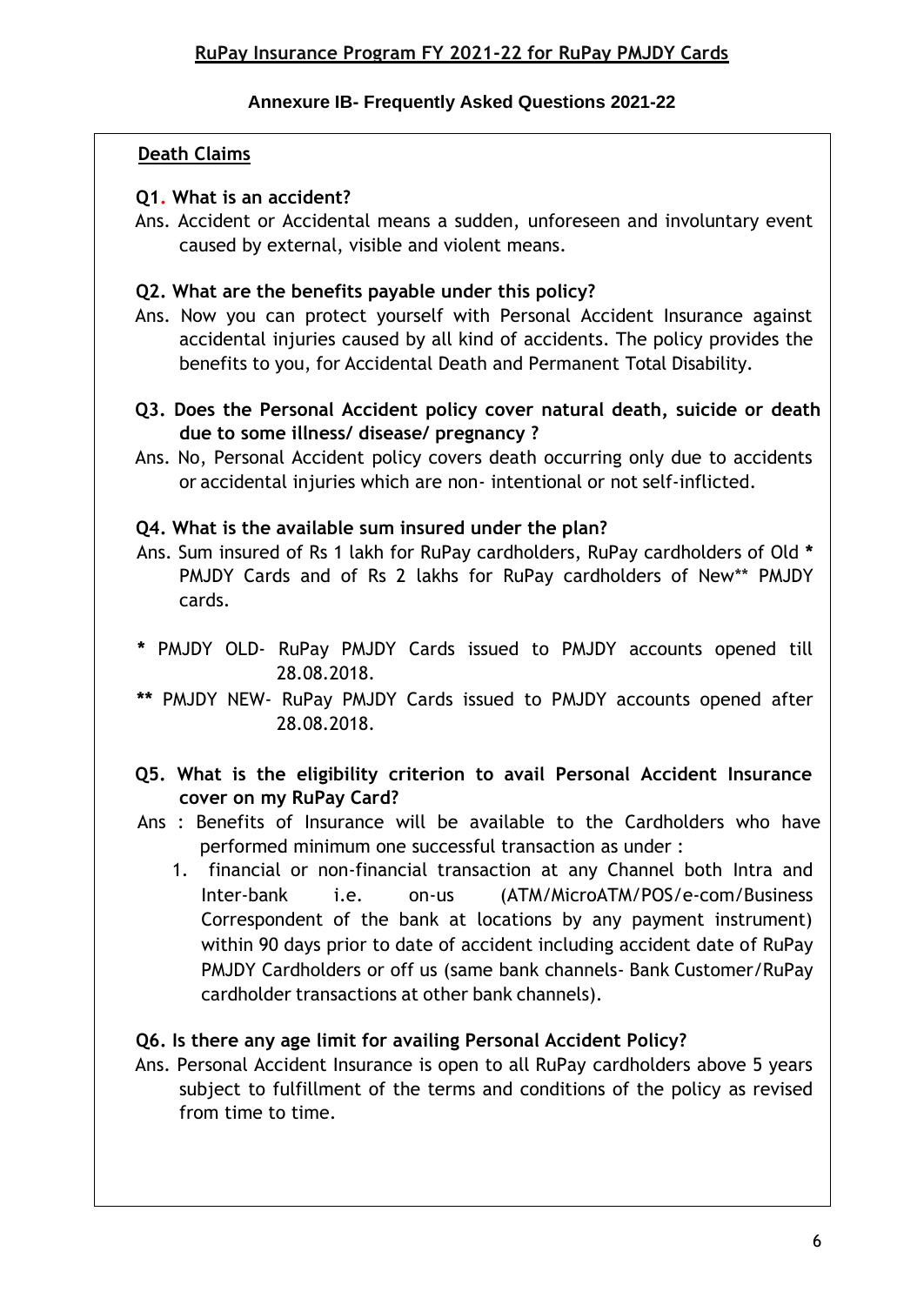## RuPay Insurance Program FY 2021-22 for RuPay PMJDY Cards

### Annexure IB- Frequently Asked Questions 2021-22

**Death Claims**

**Q1. What is an accident?**

Ans. Accident or Accidental means a sudden, unforeseen and involuntary event caused by external, visible and violent means.

**Q2. What are the benefits payable under this policy?**

Ans. Now you can protect yourself with Personal Accident Insurance against accidental injuries caused by all kind of accidents. The policy provides the benefits to you, for Accidental Death and Permanent Total Disability.

**Q3. Does the Personal Accident policy cover natural death, suicide or death due to some illness/ disease/ pregnancy ?**

Ans. No, Personal Accident policy covers death occurring only due to accidents or accidental injuries which are non- intentional or not self-inflicted.

**Q4. What is the available sum insured under the plan?**

Ans. Sum insured of Rs 1 lakh for RuPay cardholders, RuPay cardholders of Old * PMJDY Cards and of Rs 2 lakhs for RuPay cardholders of New** PMJDY cards.

* PMJDY OLD- RuPay PMJDY Cards issued to PMJDY accounts opened till 28.08.2018.

** PMJDY NEW- RuPay PMJDY Cards issued to PMJDY accounts opened after 28.08.2018.

**Q5. What is the eligibility criterion to avail Personal Accident Insurance cover on my RuPay Card?**

Ans : Benefits of Insurance will be available to the Cardholders who have performed minimum one successful transaction as under :

1. financial or non-financial transaction at any Channel both Intra and Inter-bank i.e. on-us (ATM/MicroATM/POS/e-com/Business Correspondent of the bank at locations by any payment instrument) within 90 days prior to date of accident including accident date of RuPay PMJDY Cardholders or off us (same bank channels- Bank Customer/RuPay cardholder transactions at other bank channels).

**Q6. Is there any age limit for availing Personal Accident Policy?**

Ans. Personal Accident Insurance is open to all RuPay cardholders above 5 years subject to fulfillment of the terms and conditions of the policy as revised from time to time.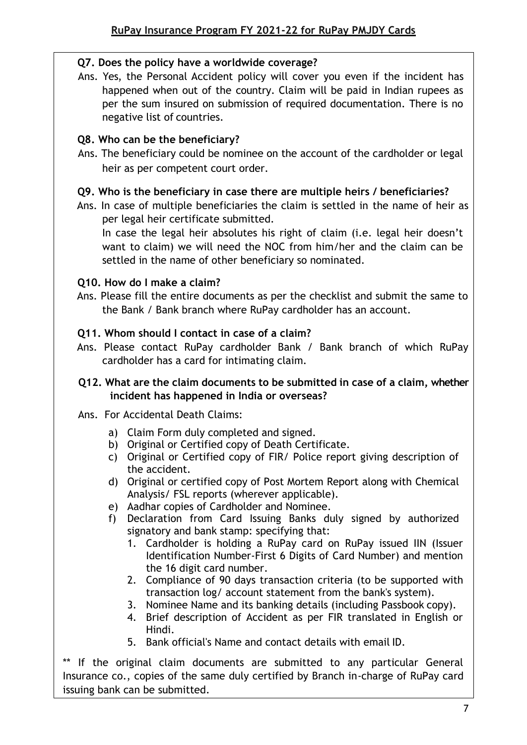**Q7. Does the policy have a worldwide coverage?**

Ans. Yes, the Personal Accident policy will cover you even if the incident has happened when out of the country. Claim will be paid in Indian rupees as per the sum insured on submission of required documentation. There is no negative list of countries.

**Q8. Who can be the beneficiary?**

Ans. The beneficiary could be nominee on the account of the cardholder or legal heir as per competent court order.

**Q9. Who is the beneficiary in case there are multiple heirs / beneficiaries?**

Ans. In case of multiple beneficiaries the claim is settled in the name of heir as per legal heir certificate submitted.

In case the legal heir absolutes his right of claim (i.e. legal heir doesn't want to claim) we will need the NOC from him/her and the claim can be settled in the name of other beneficiary so nominated.

**Q10. How do I make a claim?**

Ans. Please fill the entire documents as per the checklist and submit the same to the Bank / Bank branch where RuPay cardholder has an account.

**Q11. Whom should I contact in case of a claim?**

Ans. Please contact RuPay cardholder Bank / Bank branch of which RuPay cardholder has a card for intimating claim.

**Q12. What are the claim documents to be submitted in case of a claim, whether incident has happened in India or overseas?**

Ans. For Accidental Death Claims:

a) Claim Form duly completed and signed.
b) Original or Certified copy of Death Certificate.
c) Original or Certified copy of FIR/ Police report giving description of the accident.
d) Original or certified copy of Post Mortem Report along with Chemical Analysis/ FSL reports (wherever applicable).
e) Aadhar copies of Cardholder and Nominee.
f) Declaration from Card Issuing Banks duly signed by authorized signatory and bank stamp: specifying that:
   1. Cardholder is holding a RuPay card on RuPay issued IIN (Issuer Identification Number-First 6 Digits of Card Number) and mention the 16 digit card number.
   2. Compliance of 90 days transaction criteria (to be supported with transaction log/ account statement from the bank's system).
   3. Nominee Name and its banking details (including Passbook copy).
   4. Brief description of Accident as per FIR translated in English or Hindi.
   5. Bank official's Name and contact details with email ID.

** If the original claim documents are submitted to any particular General Insurance co., copies of the same duly certified by Branch in-charge of RuPay card issuing bank can be submitted.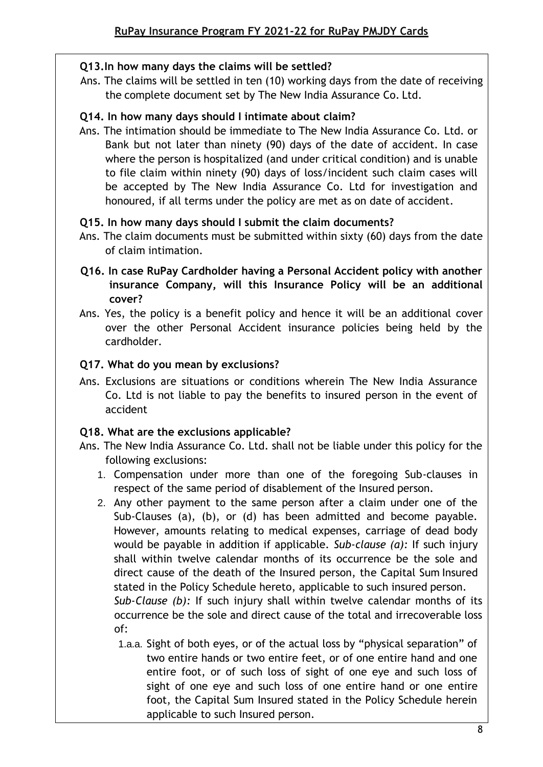**Q13.In how many days the claims will be settled?**

Ans. The claims will be settled in ten (10) working days from the date of receiving the complete document set by The New India Assurance Co. Ltd.

**Q14. In how many days should I intimate about claim?**

Ans. The intimation should be immediate to The New India Assurance Co. Ltd. or Bank but not later than ninety (90) days of the date of accident. In case where the person is hospitalized (and under critical condition) and is unable to file claim within ninety (90) days of loss/incident such claim cases will be accepted by The New India Assurance Co. Ltd for investigation and honoured, if all terms under the policy are met as on date of accident.

**Q15. In how many days should I submit the claim documents?**

Ans. The claim documents must be submitted within sixty (60) days from the date of claim intimation.

**Q16. In case RuPay Cardholder having a Personal Accident policy with another insurance Company, will this Insurance Policy will be an additional cover?**

Ans. Yes, the policy is a benefit policy and hence it will be an additional cover over the other Personal Accident insurance policies being held by the cardholder.

**Q17. What do you mean by exclusions?**

Ans. Exclusions are situations or conditions wherein The New India Assurance Co. Ltd is not liable to pay the benefits to insured person in the event of accident

**Q18. What are the exclusions applicable?**

Ans. The New India Assurance Co. Ltd. shall not be liable under this policy for the following exclusions:

1. Compensation under more than one of the foregoing Sub-clauses in respect of the same period of disablement of the Insured person.
2. Any other payment to the same person after a claim under one of the Sub-Clauses (a), (b), or (d) has been admitted and become payable. However, amounts relating to medical expenses, carriage of dead body would be payable in addition if applicable. *Sub-clause (a):* If such injury shall within twelve calendar months of its occurrence be the sole and direct cause of the death of the Insured person, the Capital Sum Insured stated in the Policy Schedule hereto, applicable to such insured person.
   *Sub-Clause (b):* If such injury shall within twelve calendar months of its occurrence be the sole and direct cause of the total and irrecoverable loss of:
   1.a.a. Sight of both eyes, or of the actual loss by "physical separation" of two entire hands or two entire feet, or of one entire hand and one entire foot, or of such loss of sight of one eye and such loss of sight of one eye and such loss of one entire hand or one entire foot, the Capital Sum Insured stated in the Policy Schedule herein applicable to such Insured person.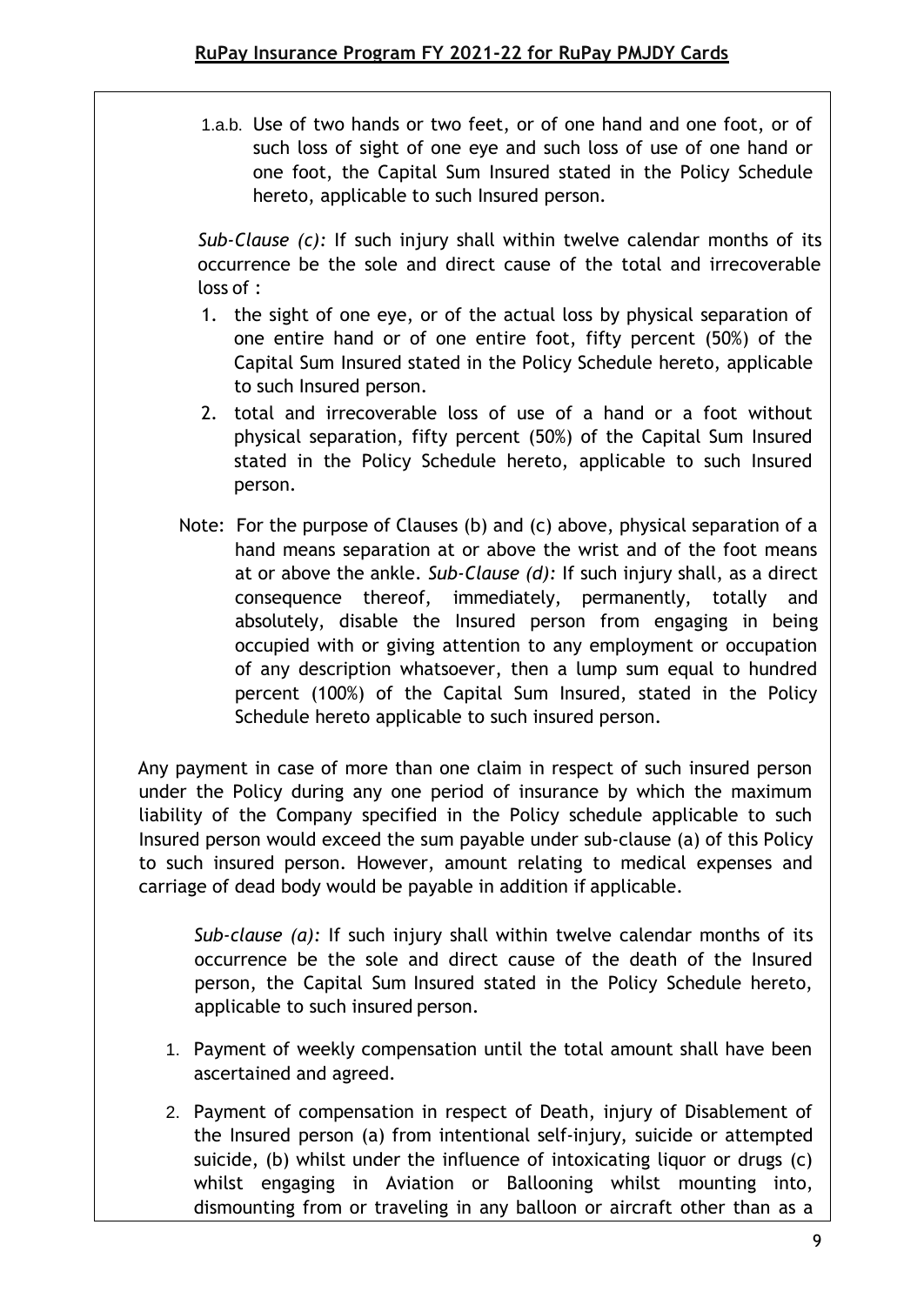1.a.b. Use of two hands or two feet, or of one hand and one foot, or of such loss of sight of one eye and such loss of use of one hand or one foot, the Capital Sum Insured stated in the Policy Schedule hereto, applicable to such Insured person.

*Sub-Clause (c):* If such injury shall within twelve calendar months of its occurrence be the sole and direct cause of the total and irrecoverable loss of :

1. the sight of one eye, or of the actual loss by physical separation of one entire hand or of one entire foot, fifty percent (50%) of the Capital Sum Insured stated in the Policy Schedule hereto, applicable to such Insured person.
2. total and irrecoverable loss of use of a hand or a foot without physical separation, fifty percent (50%) of the Capital Sum Insured stated in the Policy Schedule hereto, applicable to such Insured person.

Note: For the purpose of Clauses (b) and (c) above, physical separation of a hand means separation at or above the wrist and of the foot means at or above the ankle. *Sub-Clause (d):* If such injury shall, as a direct consequence thereof, immediately, permanently, totally and absolutely, disable the Insured person from engaging in being occupied with or giving attention to any employment or occupation of any description whatsoever, then a lump sum equal to hundred percent (100%) of the Capital Sum Insured, stated in the Policy Schedule hereto applicable to such insured person.

Any payment in case of more than one claim in respect of such insured person under the Policy during any one period of insurance by which the maximum liability of the Company specified in the Policy schedule applicable to such Insured person would exceed the sum payable under sub-clause (a) of this Policy to such insured person. However, amount relating to medical expenses and carriage of dead body would be payable in addition if applicable.

*Sub-clause (a):* If such injury shall within twelve calendar months of its occurrence be the sole and direct cause of the death of the Insured person, the Capital Sum Insured stated in the Policy Schedule hereto, applicable to such insured person.

1. Payment of weekly compensation until the total amount shall have been ascertained and agreed.
2. Payment of compensation in respect of Death, injury of Disablement of the Insured person (a) from intentional self-injury, suicide or attempted suicide, (b) whilst under the influence of intoxicating liquor or drugs (c) whilst engaging in Aviation or Ballooning whilst mounting into, dismounting from or traveling in any balloon or aircraft other than as a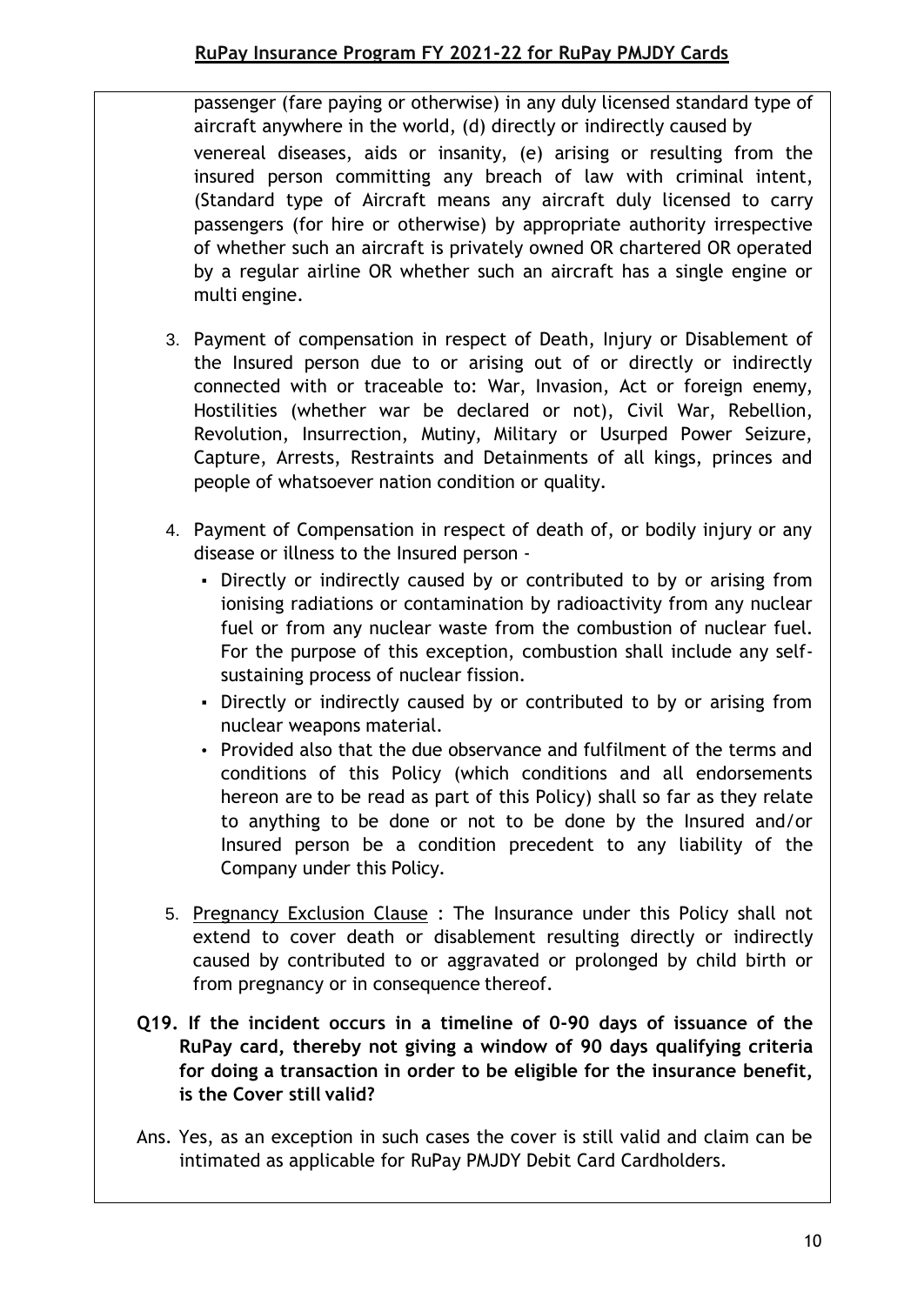passenger (fare paying or otherwise) in any duly licensed standard type of aircraft anywhere in the world, (d) directly or indirectly caused by venereal diseases, aids or insanity, (e) arising or resulting from the insured person committing any breach of law with criminal intent, (Standard type of Aircraft means any aircraft duly licensed to carry passengers (for hire or otherwise) by appropriate authority irrespective of whether such an aircraft is privately owned OR chartered OR operated by a regular airline OR whether such an aircraft has a single engine or multi engine.

3. Payment of compensation in respect of Death, Injury or Disablement of the Insured person due to or arising out of or directly or indirectly connected with or traceable to: War, Invasion, Act or foreign enemy, Hostilities (whether war be declared or not), Civil War, Rebellion, Revolution, Insurrection, Mutiny, Military or Usurped Power Seizure, Capture, Arrests, Restraints and Detainments of all kings, princes and people of whatsoever nation condition or quality.

4. Payment of Compensation in respect of death of, or bodily injury or any disease or illness to the Insured person -
   - Directly or indirectly caused by or contributed to by or arising from ionising radiations or contamination by radioactivity from any nuclear fuel or from any nuclear waste from the combustion of nuclear fuel. For the purpose of this exception, combustion shall include any self-sustaining process of nuclear fission.
   - Directly or indirectly caused by or contributed to by or arising from nuclear weapons material.
   - Provided also that the due observance and fulfilment of the terms and conditions of this Policy (which conditions and all endorsements hereon are to be read as part of this Policy) shall so far as they relate to anything to be done or not to be done by the Insured and/or Insured person be a condition precedent to any liability of the Company under this Policy.

5. Pregnancy Exclusion Clause : The Insurance under this Policy shall not extend to cover death or disablement resulting directly or indirectly caused by contributed to or aggravated or prolonged by child birth or from pregnancy or in consequence thereof.

**Q19. If the incident occurs in a timeline of 0-90 days of issuance of the RuPay card, thereby not giving a window of 90 days qualifying criteria for doing a transaction in order to be eligible for the insurance benefit, is the Cover still valid?**

Ans. Yes, as an exception in such cases the cover is still valid and claim can be intimated as applicable for RuPay PMJDY Debit Card Cardholders.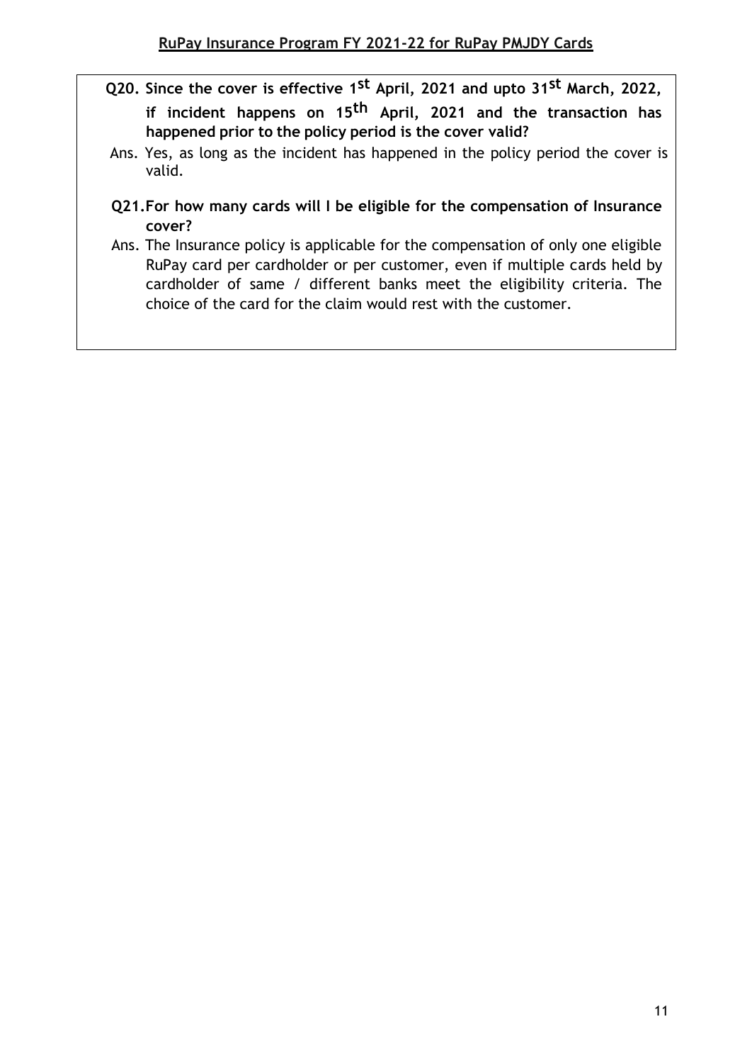**Q20. Since the cover is effective 1st April, 2021 and upto 31st March, 2022, if incident happens on 15th April, 2021 and the transaction has happened prior to the policy period is the cover valid?**

Ans. Yes, as long as the incident has happened in the policy period the cover is valid.

**Q21. For how many cards will I be eligible for the compensation of Insurance cover?**

Ans. The Insurance policy is applicable for the compensation of only one eligible RuPay card per cardholder or per customer, even if multiple cards held by cardholder of same / different banks meet the eligibility criteria. The choice of the card for the claim would rest with the customer.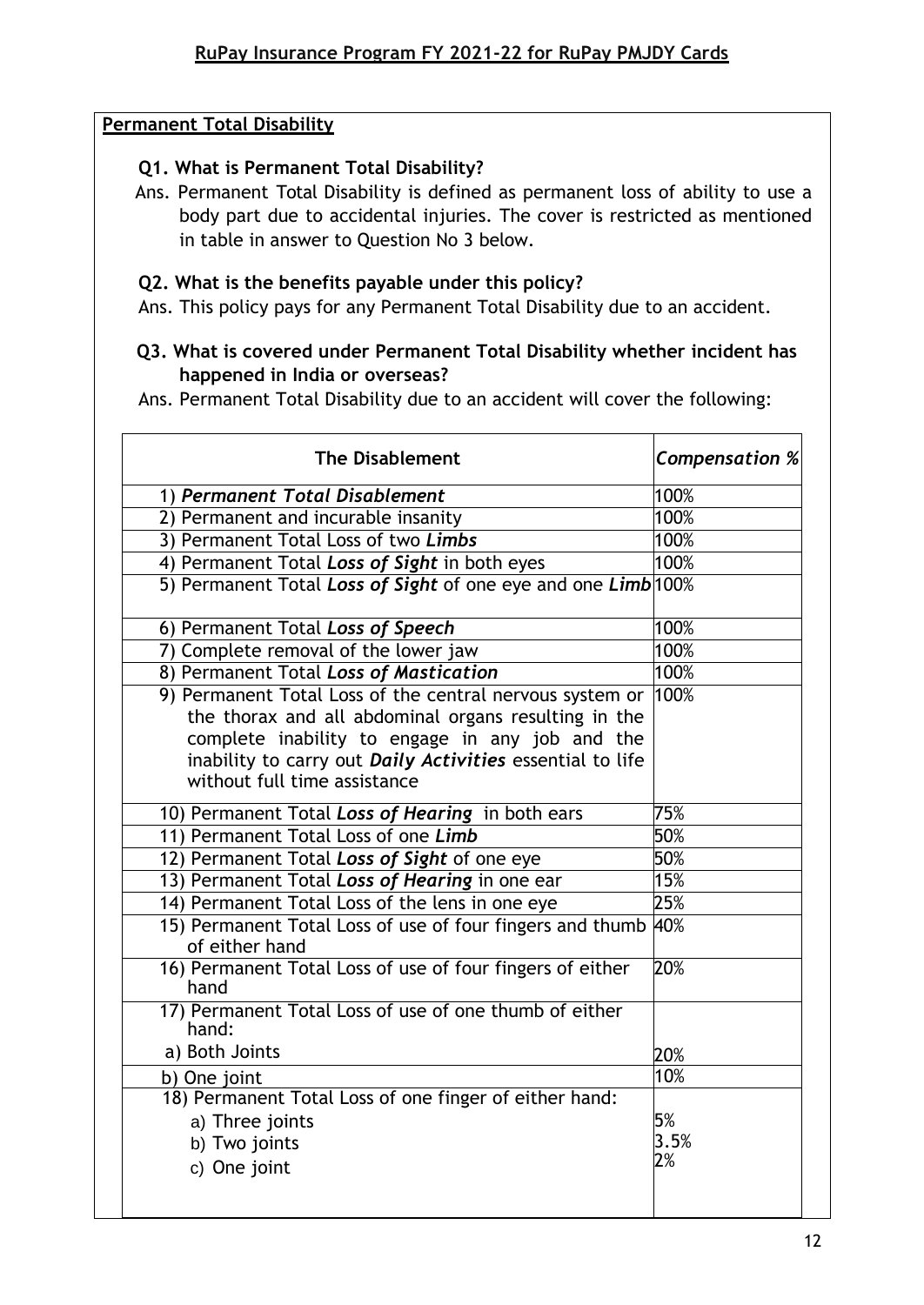**Permanent Total Disability**

**Q1. What is Permanent Total Disability?**

Ans. Permanent Total Disability is defined as permanent loss of ability to use a body part due to accidental injuries. The cover is restricted as mentioned in table in answer to Question No 3 below.

**Q2. What is the benefits payable under this policy?**

Ans. This policy pays for any Permanent Total Disability due to an accident.

**Q3. What is covered under Permanent Total Disability whether incident has happened in India or overseas?**

Ans. Permanent Total Disability due to an accident will cover the following:

| The Disablement | *Compensation %* |
|---|---|
| 1) ***Permanent Total Disablement*** | 100% |
| 2) Permanent and incurable insanity | 100% |
| 3) Permanent Total Loss of two ***Limbs*** | 100% |
| 4) Permanent Total ***Loss of Sight*** in both eyes | 100% |
| 5) Permanent Total ***Loss of Sight*** of one eye and one ***Limb*** | 100% |
| 6) Permanent Total ***Loss of Speech*** | 100% |
| 7) Complete removal of the lower jaw | 100% |
| 8) Permanent Total ***Loss of Mastication*** | 100% |
| 9) Permanent Total Loss of the central nervous system or the thorax and all abdominal organs resulting in the complete inability to engage in any job and the inability to carry out ***Daily Activities*** essential to life without full time assistance | 100% |
| 10) Permanent Total ***Loss of Hearing*** in both ears | 75% |
| 11) Permanent Total Loss of one ***Limb*** | 50% |
| 12) Permanent Total ***Loss of Sight*** of one eye | 50% |
| 13) Permanent Total ***Loss of Hearing*** in one ear | 15% |
| 14) Permanent Total Loss of the lens in one eye | 25% |
| 15) Permanent Total Loss of use of four fingers and thumb of either hand | 40% |
| 16) Permanent Total Loss of use of four fingers of either hand | 20% |
| 17) Permanent Total Loss of use of one thumb of either hand: | |
| a) Both Joints | 20% |
| b) One joint | 10% |
| 18) Permanent Total Loss of one finger of either hand: | |
| a) Three joints | 5% |
| b) Two joints | 3.5% |
| c) One joint | 2% |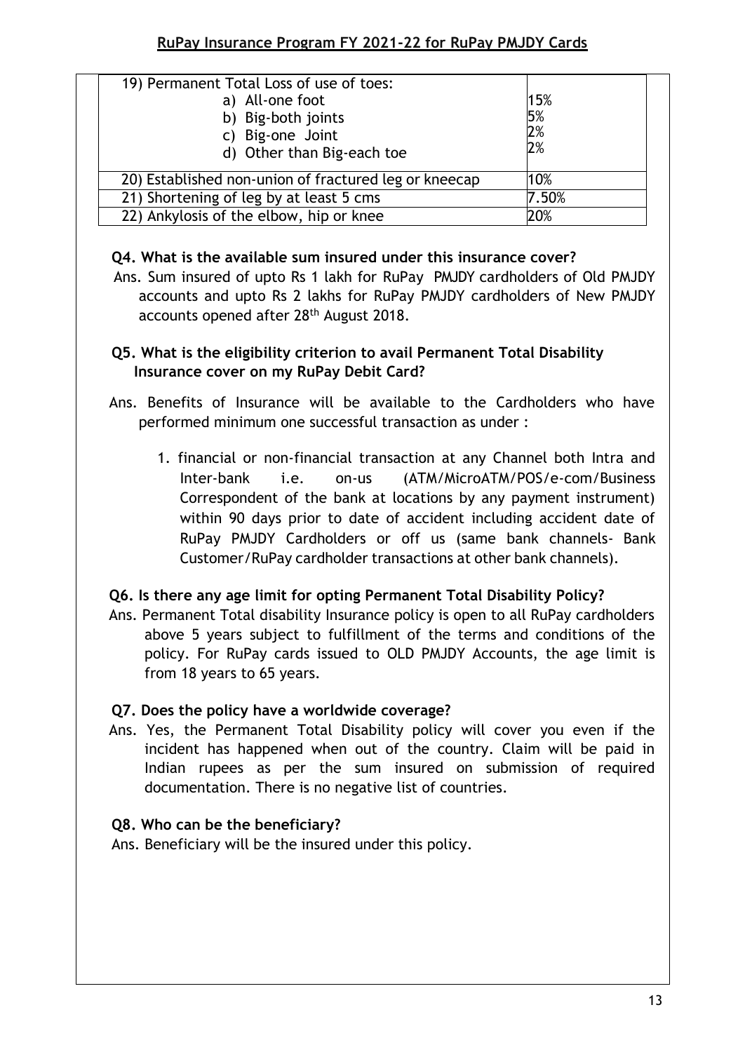| | |
|---|---|
| 19) Permanent Total Loss of use of toes:<br>a) All-one foot<br>b) Big-both joints<br>c) Big-one Joint<br>d) Other than Big-each toe | 15%<br>5%<br>2%<br>2% |
| 20) Established non-union of fractured leg or kneecap | 10% |
| 21) Shortening of leg by at least 5 cms | 7.50% |
| 22) Ankylosis of the elbow, hip or knee | 20% |

**Q4. What is the available sum insured under this insurance cover?**

Ans. Sum insured of upto Rs 1 lakh for RuPay PMJDY cardholders of Old PMJDY accounts and upto Rs 2 lakhs for RuPay PMJDY cardholders of New PMJDY accounts opened after 28th August 2018.

**Q5. What is the eligibility criterion to avail Permanent Total Disability Insurance cover on my RuPay Debit Card?**

Ans. Benefits of Insurance will be available to the Cardholders who have performed minimum one successful transaction as under :

1. financial or non-financial transaction at any Channel both Intra and Inter-bank i.e. on-us (ATM/MicroATM/POS/e-com/Business Correspondent of the bank at locations by any payment instrument) within 90 days prior to date of accident including accident date of RuPay PMJDY Cardholders or off us (same bank channels- Bank Customer/RuPay cardholder transactions at other bank channels).

**Q6. Is there any age limit for opting Permanent Total Disability Policy?**

Ans. Permanent Total disability Insurance policy is open to all RuPay cardholders above 5 years subject to fulfillment of the terms and conditions of the policy. For RuPay cards issued to OLD PMJDY Accounts, the age limit is from 18 years to 65 years.

**Q7. Does the policy have a worldwide coverage?**

Ans. Yes, the Permanent Total Disability policy will cover you even if the incident has happened when out of the country. Claim will be paid in Indian rupees as per the sum insured on submission of required documentation. There is no negative list of countries.

**Q8. Who can be the beneficiary?**

Ans. Beneficiary will be the insured under this policy.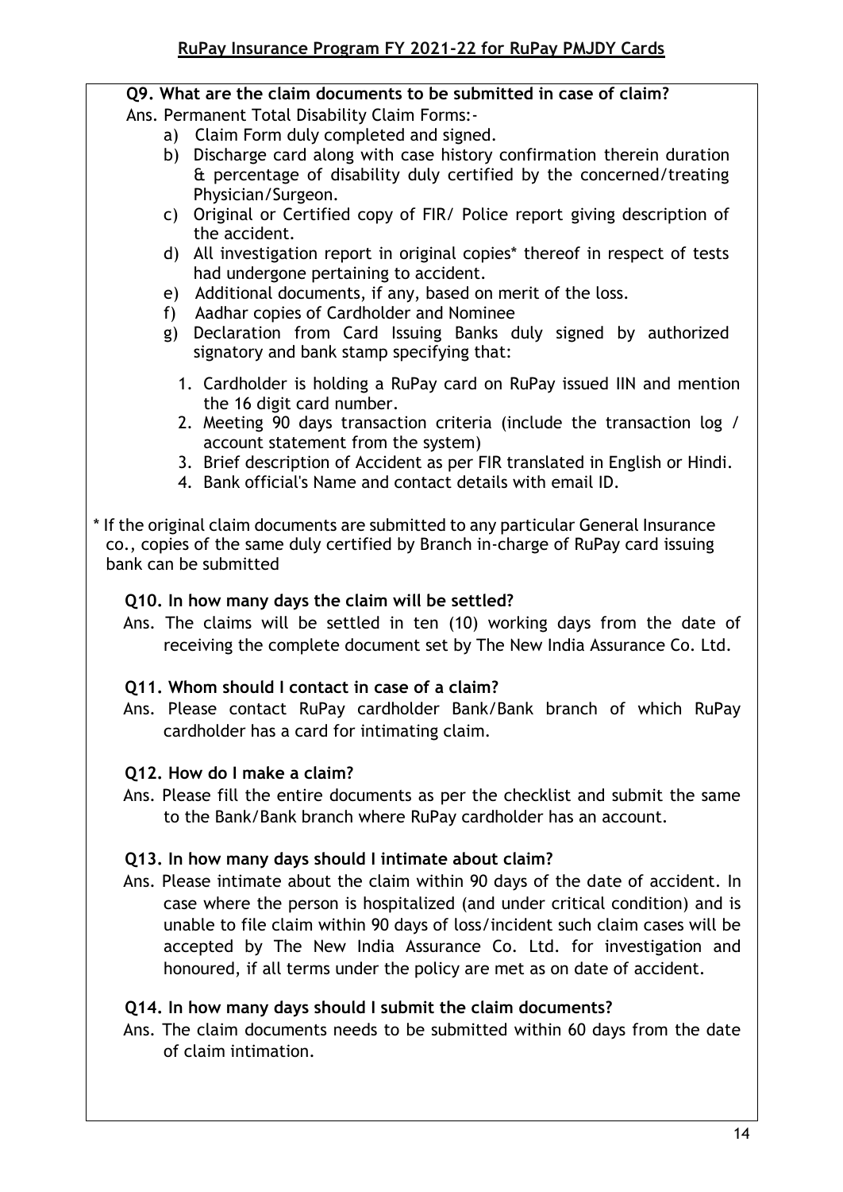**Q9. What are the claim documents to be submitted in case of claim?**

Ans. Permanent Total Disability Claim Forms:-

a) Claim Form duly completed and signed.
b) Discharge card along with case history confirmation therein duration & percentage of disability duly certified by the concerned/treating Physician/Surgeon.
c) Original or Certified copy of FIR/ Police report giving description of the accident.
d) All investigation report in original copies* thereof in respect of tests had undergone pertaining to accident.
e) Additional documents, if any, based on merit of the loss.
f) Aadhar copies of Cardholder and Nominee
g) Declaration from Card Issuing Banks duly signed by authorized signatory and bank stamp specifying that:
   1. Cardholder is holding a RuPay card on RuPay issued IIN and mention the 16 digit card number.
   2. Meeting 90 days transaction criteria (include the transaction log / account statement from the system)
   3. Brief description of Accident as per FIR translated in English or Hindi.
   4. Bank official's Name and contact details with email ID.

\* If the original claim documents are submitted to any particular General Insurance co., copies of the same duly certified by Branch in-charge of RuPay card issuing bank can be submitted

**Q10. In how many days the claim will be settled?**

Ans. The claims will be settled in ten (10) working days from the date of receiving the complete document set by The New India Assurance Co. Ltd.

**Q11. Whom should I contact in case of a claim?**

Ans. Please contact RuPay cardholder Bank/Bank branch of which RuPay cardholder has a card for intimating claim.

**Q12. How do I make a claim?**

Ans. Please fill the entire documents as per the checklist and submit the same to the Bank/Bank branch where RuPay cardholder has an account.

**Q13. In how many days should I intimate about claim?**

Ans. Please intimate about the claim within 90 days of the date of accident. In case where the person is hospitalized (and under critical condition) and is unable to file claim within 90 days of loss/incident such claim cases will be accepted by The New India Assurance Co. Ltd. for investigation and honoured, if all terms under the policy are met as on date of accident.

**Q14. In how many days should I submit the claim documents?**

Ans. The claim documents needs to be submitted within 60 days from the date of claim intimation.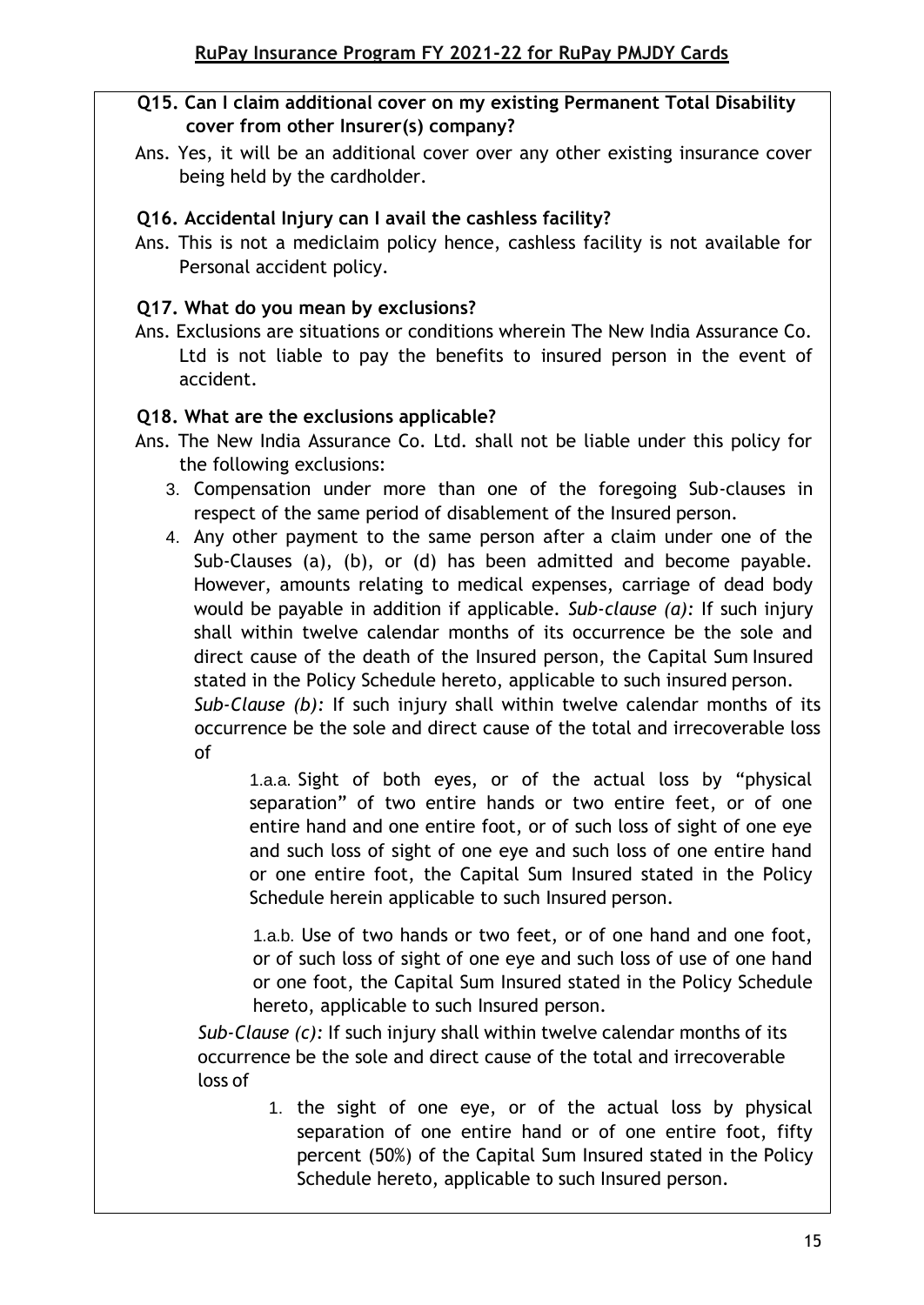**Q15. Can I claim additional cover on my existing Permanent Total Disability cover from other Insurer(s) company?**

Ans. Yes, it will be an additional cover over any other existing insurance cover being held by the cardholder.

**Q16. Accidental Injury can I avail the cashless facility?**

Ans. This is not a mediclaim policy hence, cashless facility is not available for Personal accident policy.

**Q17. What do you mean by exclusions?**

Ans. Exclusions are situations or conditions wherein The New India Assurance Co. Ltd is not liable to pay the benefits to insured person in the event of accident.

**Q18. What are the exclusions applicable?**

Ans. The New India Assurance Co. Ltd. shall not be liable under this policy for the following exclusions:

3. Compensation under more than one of the foregoing Sub-clauses in respect of the same period of disablement of the Insured person.
4. Any other payment to the same person after a claim under one of the Sub-Clauses (a), (b), or (d) has been admitted and become payable. However, amounts relating to medical expenses, carriage of dead body would be payable in addition if applicable. *Sub-clause (a):* If such injury shall within twelve calendar months of its occurrence be the sole and direct cause of the death of the Insured person, the Capital Sum Insured stated in the Policy Schedule hereto, applicable to such insured person.
   *Sub-Clause (b):* If such injury shall within twelve calendar months of its occurrence be the sole and direct cause of the total and irrecoverable loss of

   1.a.a. Sight of both eyes, or of the actual loss by "physical separation" of two entire hands or two entire feet, or of one entire hand and one entire foot, or of such loss of sight of one eye and such loss of sight of one eye and such loss of one entire hand or one entire foot, the Capital Sum Insured stated in the Policy Schedule herein applicable to such Insured person.

   1.a.b. Use of two hands or two feet, or of one hand and one foot, or of such loss of sight of one eye and such loss of use of one hand or one foot, the Capital Sum Insured stated in the Policy Schedule hereto, applicable to such Insured person.

   *Sub-Clause (c):* If such injury shall within twelve calendar months of its occurrence be the sole and direct cause of the total and irrecoverable loss of

   1. the sight of one eye, or of the actual loss by physical separation of one entire hand or of one entire foot, fifty percent (50%) of the Capital Sum Insured stated in the Policy Schedule hereto, applicable to such Insured person.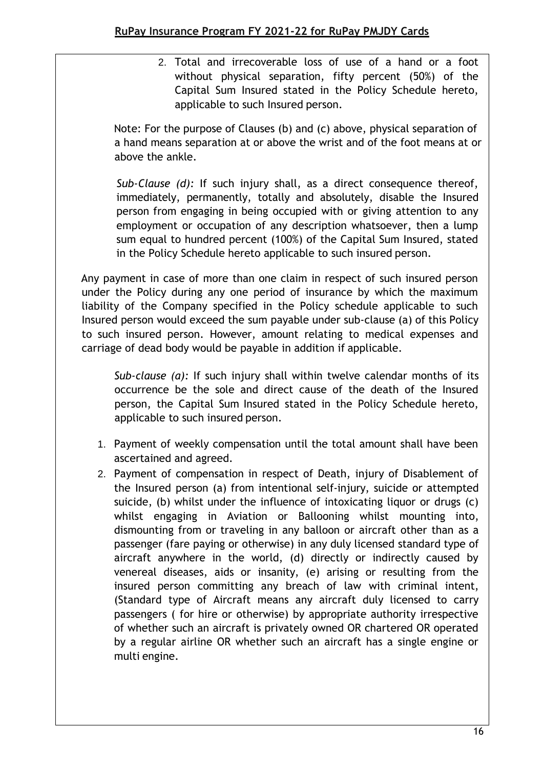2. Total and irrecoverable loss of use of a hand or a foot without physical separation, fifty percent (50%) of the Capital Sum Insured stated in the Policy Schedule hereto, applicable to such Insured person.

Note: For the purpose of Clauses (b) and (c) above, physical separation of a hand means separation at or above the wrist and of the foot means at or above the ankle.

*Sub-Clause (d):* If such injury shall, as a direct consequence thereof, immediately, permanently, totally and absolutely, disable the Insured person from engaging in being occupied with or giving attention to any employment or occupation of any description whatsoever, then a lump sum equal to hundred percent (100%) of the Capital Sum Insured, stated in the Policy Schedule hereto applicable to such insured person.

Any payment in case of more than one claim in respect of such insured person under the Policy during any one period of insurance by which the maximum liability of the Company specified in the Policy schedule applicable to such Insured person would exceed the sum payable under sub-clause (a) of this Policy to such insured person. However, amount relating to medical expenses and carriage of dead body would be payable in addition if applicable.

*Sub-clause (a):* If such injury shall within twelve calendar months of its occurrence be the sole and direct cause of the death of the Insured person, the Capital Sum Insured stated in the Policy Schedule hereto, applicable to such insured person.

1. Payment of weekly compensation until the total amount shall have been ascertained and agreed.
2. Payment of compensation in respect of Death, injury of Disablement of the Insured person (a) from intentional self-injury, suicide or attempted suicide, (b) whilst under the influence of intoxicating liquor or drugs (c) whilst engaging in Aviation or Ballooning whilst mounting into, dismounting from or traveling in any balloon or aircraft other than as a passenger (fare paying or otherwise) in any duly licensed standard type of aircraft anywhere in the world, (d) directly or indirectly caused by venereal diseases, aids or insanity, (e) arising or resulting from the insured person committing any breach of law with criminal intent, (Standard type of Aircraft means any aircraft duly licensed to carry passengers ( for hire or otherwise) by appropriate authority irrespective of whether such an aircraft is privately owned OR chartered OR operated by a regular airline OR whether such an aircraft has a single engine or multi engine.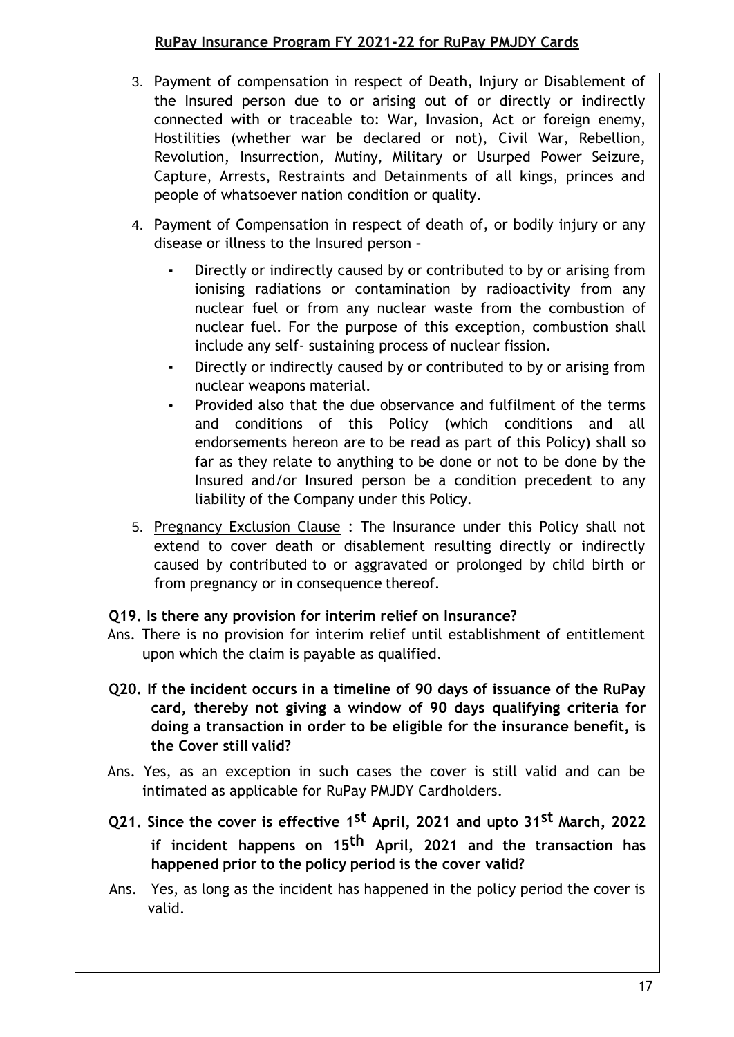3. Payment of compensation in respect of Death, Injury or Disablement of the Insured person due to or arising out of or directly or indirectly connected with or traceable to: War, Invasion, Act or foreign enemy, Hostilities (whether war be declared or not), Civil War, Rebellion, Revolution, Insurrection, Mutiny, Military or Usurped Power Seizure, Capture, Arrests, Restraints and Detainments of all kings, princes and people of whatsoever nation condition or quality.

4. Payment of Compensation in respect of death of, or bodily injury or any disease or illness to the Insured person –

   - Directly or indirectly caused by or contributed to by or arising from ionising radiations or contamination by radioactivity from any nuclear fuel or from any nuclear waste from the combustion of nuclear fuel. For the purpose of this exception, combustion shall include any self- sustaining process of nuclear fission.
   - Directly or indirectly caused by or contributed to by or arising from nuclear weapons material.
   - Provided also that the due observance and fulfilment of the terms and conditions of this Policy (which conditions and all endorsements hereon are to be read as part of this Policy) shall so far as they relate to anything to be done or not to be done by the Insured and/or Insured person be a condition precedent to any liability of the Company under this Policy.

5. Pregnancy Exclusion Clause : The Insurance under this Policy shall not extend to cover death or disablement resulting directly or indirectly caused by contributed to or aggravated or prolonged by child birth or from pregnancy or in consequence thereof.

**Q19. Is there any provision for interim relief on Insurance?**

Ans. There is no provision for interim relief until establishment of entitlement upon which the claim is payable as qualified.

**Q20. If the incident occurs in a timeline of 90 days of issuance of the RuPay card, thereby not giving a window of 90 days qualifying criteria for doing a transaction in order to be eligible for the insurance benefit, is the Cover still valid?**

Ans. Yes, as an exception in such cases the cover is still valid and can be intimated as applicable for RuPay PMJDY Cardholders.

**Q21. Since the cover is effective 1st April, 2021 and upto 31st March, 2022 if incident happens on 15th April, 2021 and the transaction has happened prior to the policy period is the cover valid?**

Ans. Yes, as long as the incident has happened in the policy period the cover is valid.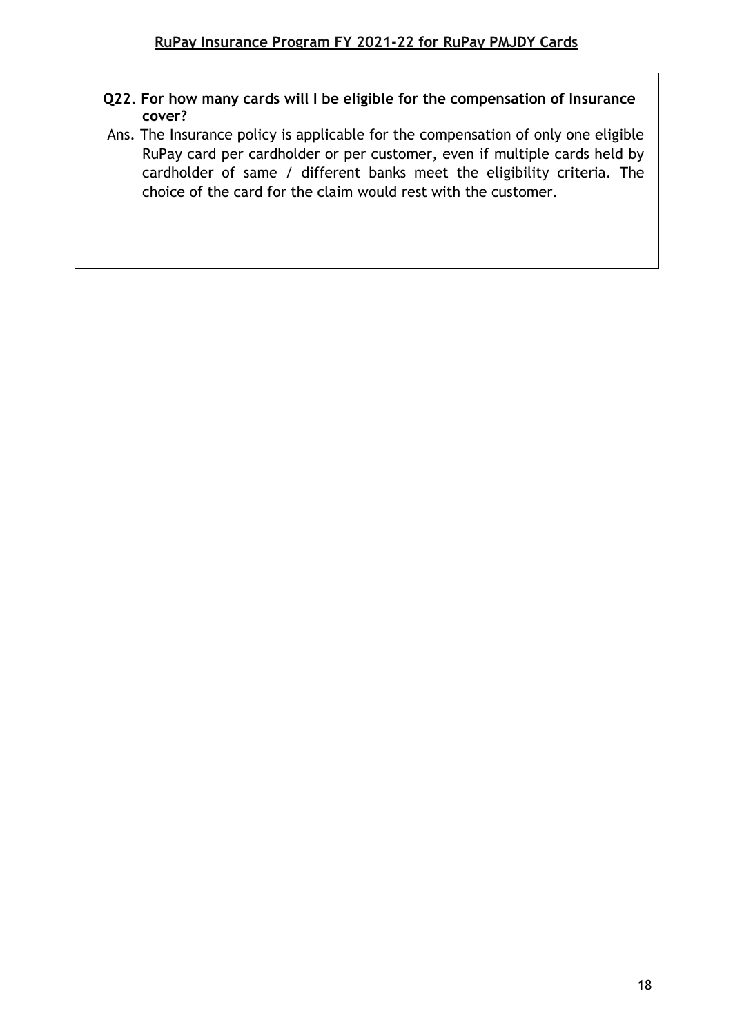**Q22. For how many cards will I be eligible for the compensation of Insurance cover?**

Ans. The Insurance policy is applicable for the compensation of only one eligible RuPay card per cardholder or per customer, even if multiple cards held by cardholder of same / different banks meet the eligibility criteria. The choice of the card for the claim would rest with the customer.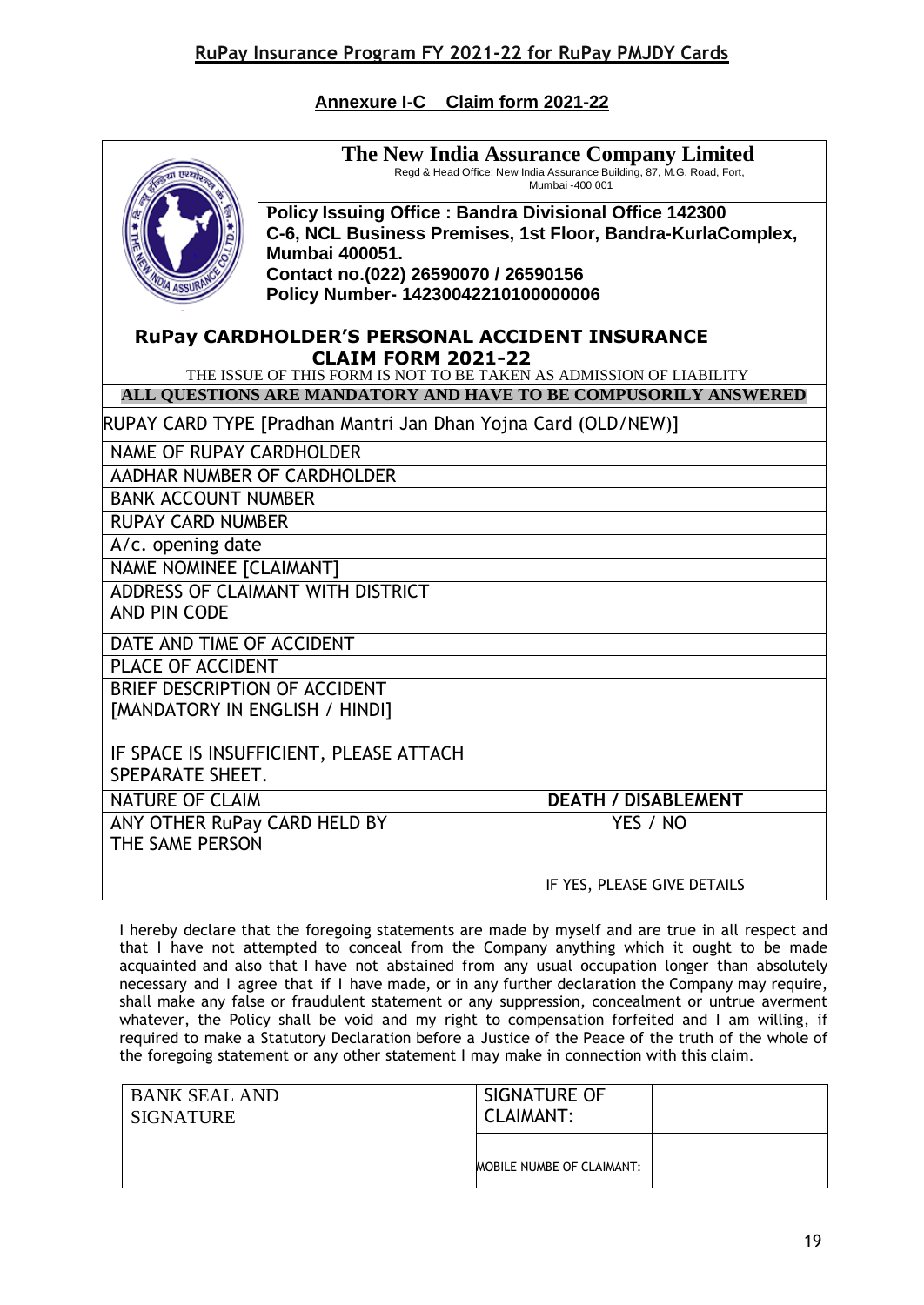## RuPay Insurance Program FY 2021-22 for RuPay PMJDY Cards

### Annexure I-C Claim form 2021-22

**The New India Assurance Company Limited**

Regd & Head Office: New India Assurance Building, 87, M.G. Road, Fort, Mumbai -400 001

**Policy Issuing Office : Bandra Divisional Office 142300**
**C-6, NCL Business Premises, 1st Floor, Bandra-KurlaComplex, Mumbai 400051.**
**Contact no.(022) 26590070 / 26590156**
**Policy Number- 14230042210100000006**

**RuPay CARDHOLDER'S PERSONAL ACCIDENT INSURANCE**
**CLAIM FORM 2021-22**

THE ISSUE OF THIS FORM IS NOT TO BE TAKEN AS ADMISSION OF LIABILITY

**ALL QUESTIONS ARE MANDATORY AND HAVE TO BE COMPUSORILY ANSWERED**

RUPAY CARD TYPE [Pradhan Mantri Jan Dhan Yojna Card (OLD/NEW)]

| | |
|---|---|
| NAME OF RUPAY CARDHOLDER | |
| AADHAR NUMBER OF CARDHOLDER | |
| BANK ACCOUNT NUMBER | |
| RUPAY CARD NUMBER | |
| A/c. opening date | |
| NAME NOMINEE [CLAIMANT] | |
| ADDRESS OF CLAIMANT WITH DISTRICT AND PIN CODE | |
| DATE AND TIME OF ACCIDENT | |
| PLACE OF ACCIDENT | |
| BRIEF DESCRIPTION OF ACCIDENT [MANDATORY IN ENGLISH / HINDI]<br><br>IF SPACE IS INSUFFICIENT, PLEASE ATTACH SPEPARATE SHEET. | |
| NATURE OF CLAIM | **DEATH / DISABLEMENT** |
| ANY OTHER RuPay CARD HELD BY THE SAME PERSON | YES / NO<br><br>IF YES, PLEASE GIVE DETAILS |

I hereby declare that the foregoing statements are made by myself and are true in all respect and that I have not attempted to conceal from the Company anything which it ought to be made acquainted and also that I have not abstained from any usual occupation longer than absolutely necessary and I agree that if I have made, or in any further declaration the Company may require, shall make any false or fraudulent statement or any suppression, concealment or untrue averment whatever, the Policy shall be void and my right to compensation forfeited and I am willing, if required to make a Statutory Declaration before a Justice of the Peace of the truth of the whole of the foregoing statement or any other statement I may make in connection with this claim.

| BANK SEAL AND SIGNATURE | | SIGNATURE OF CLAIMANT: | |
|---|---|---|---|
| | | MOBILE NUMBE OF CLAIMANT: | |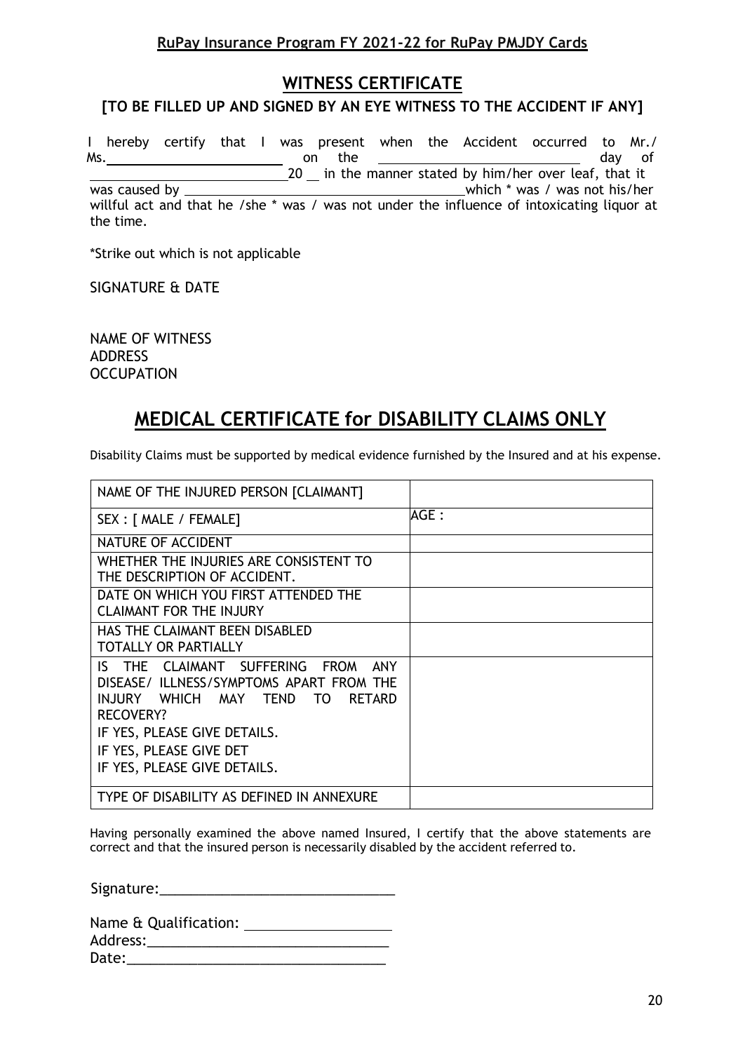## WITNESS CERTIFICATE

### [TO BE FILLED UP AND SIGNED BY AN EYE WITNESS TO THE ACCIDENT IF ANY]

I hereby certify that I was present when the Accident occurred to Mr./ Ms.______________________ on the __________________________ day of __________________________20 __ in the manner stated by him/her over leaf, that it was caused by ______________________________________which * was / was not his/her willful act and that he /she * was / was not under the influence of intoxicating liquor at the time.

*Strike out which is not applicable

SIGNATURE & DATE

NAME OF WITNESS
ADDRESS
OCCUPATION

## MEDICAL CERTIFICATE for DISABILITY CLAIMS ONLY

Disability Claims must be supported by medical evidence furnished by the Insured and at his expense.

| | |
|---|---|
| NAME OF THE INJURED PERSON [CLAIMANT] | |
| SEX : [ MALE / FEMALE] | AGE : |
| NATURE OF ACCIDENT | |
| WHETHER THE INJURIES ARE CONSISTENT TO THE DESCRIPTION OF ACCIDENT. | |
| DATE ON WHICH YOU FIRST ATTENDED THE CLAIMANT FOR THE INJURY | |
| HAS THE CLAIMANT BEEN DISABLED TOTALLY OR PARTIALLY | |
| IS THE CLAIMANT SUFFERING FROM ANY DISEASE/ ILLNESS/SYMPTOMS APART FROM THE INJURY WHICH MAY TEND TO RETARD RECOVERY?<br>IF YES, PLEASE GIVE DETAILS.<br>IF YES, PLEASE GIVE DET<br>IF YES, PLEASE GIVE DETAILS. | |
| TYPE OF DISABILITY AS DEFINED IN ANNEXURE | |

Having personally examined the above named Insured, I certify that the above statements are correct and that the insured person is necessarily disabled by the accident referred to.

Signature:______________________________

Name & Qualification: ___________________
Address:_______________________________
Date:_________________________________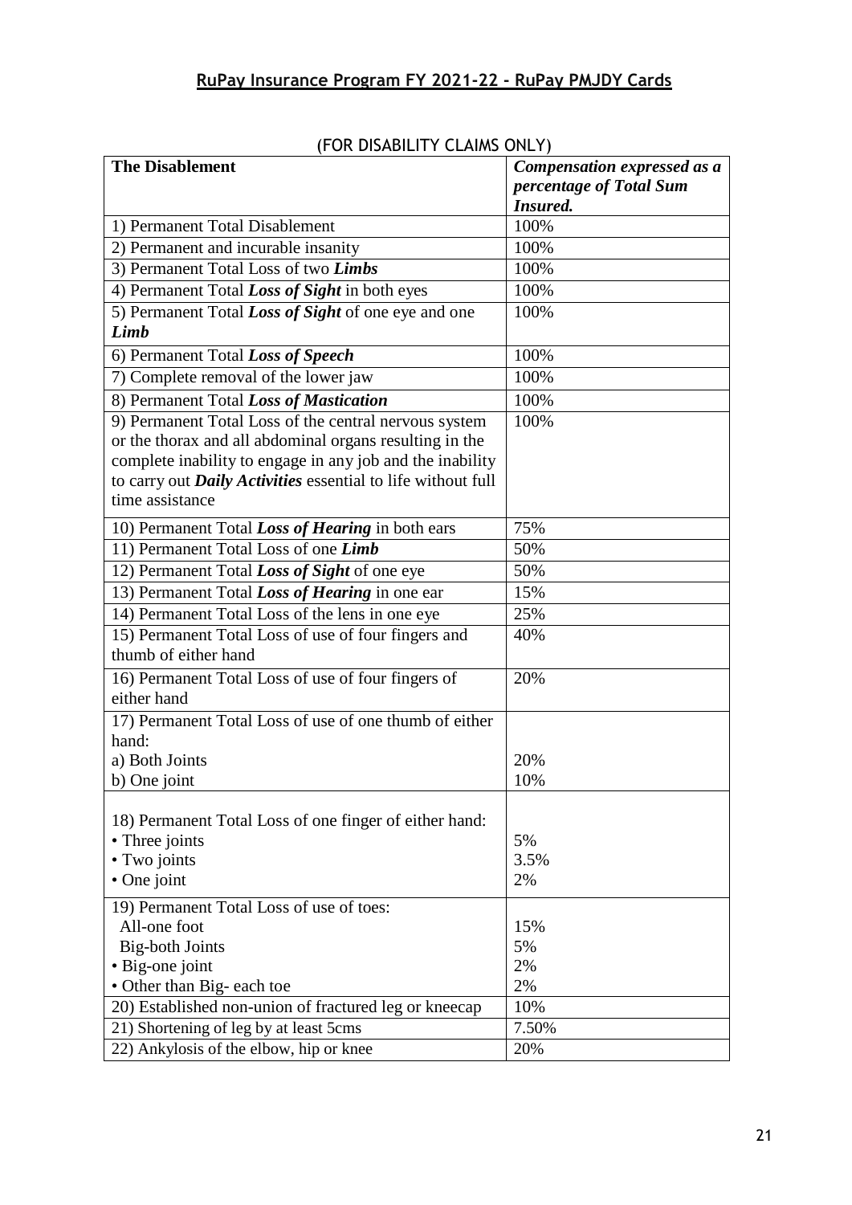## **RuPay Insurance Program FY 2021-22 - RuPay PMJDY Cards**

(FOR DISABILITY CLAIMS ONLY)

| **The Disablement** | ***Compensation expressed as a percentage of Total Sum Insured.*** |
|---|---|
| 1) Permanent Total Disablement | 100% |
| 2) Permanent and incurable insanity | 100% |
| 3) Permanent Total Loss of two ***Limbs*** | 100% |
| 4) Permanent Total ***Loss of Sight*** in both eyes | 100% |
| 5) Permanent Total ***Loss of Sight*** of one eye and one ***Limb*** | 100% |
| 6) Permanent Total ***Loss of Speech*** | 100% |
| 7) Complete removal of the lower jaw | 100% |
| 8) Permanent Total ***Loss of Mastication*** | 100% |
| 9) Permanent Total Loss of the central nervous system or the thorax and all abdominal organs resulting in the complete inability to engage in any job and the inability to carry out ***Daily Activities*** essential to life without full time assistance | 100% |
| 10) Permanent Total ***Loss of Hearing*** in both ears | 75% |
| 11) Permanent Total Loss of one ***Limb*** | 50% |
| 12) Permanent Total ***Loss of Sight*** of one eye | 50% |
| 13) Permanent Total ***Loss of Hearing*** in one ear | 15% |
| 14) Permanent Total Loss of the lens in one eye | 25% |
| 15) Permanent Total Loss of use of four fingers and thumb of either hand | 40% |
| 16) Permanent Total Loss of use of four fingers of either hand | 20% |
| 17) Permanent Total Loss of use of one thumb of either hand:<br>a) Both Joints<br>b) One joint | <br><br>20%<br>10% |
| 18) Permanent Total Loss of one finger of either hand:<br>• Three joints<br>• Two joints<br>• One joint | <br>5%<br>3.5%<br>2% |
| 19) Permanent Total Loss of use of toes:<br>All-one foot<br>Big-both Joints<br>• Big-one joint<br>• Other than Big- each toe | <br>15%<br>5%<br>2%<br>2% |
| 20) Established non-union of fractured leg or kneecap | 10% |
| 21) Shortening of leg by at least 5cms | 7.50% |
| 22) Ankylosis of the elbow, hip or knee | 20% |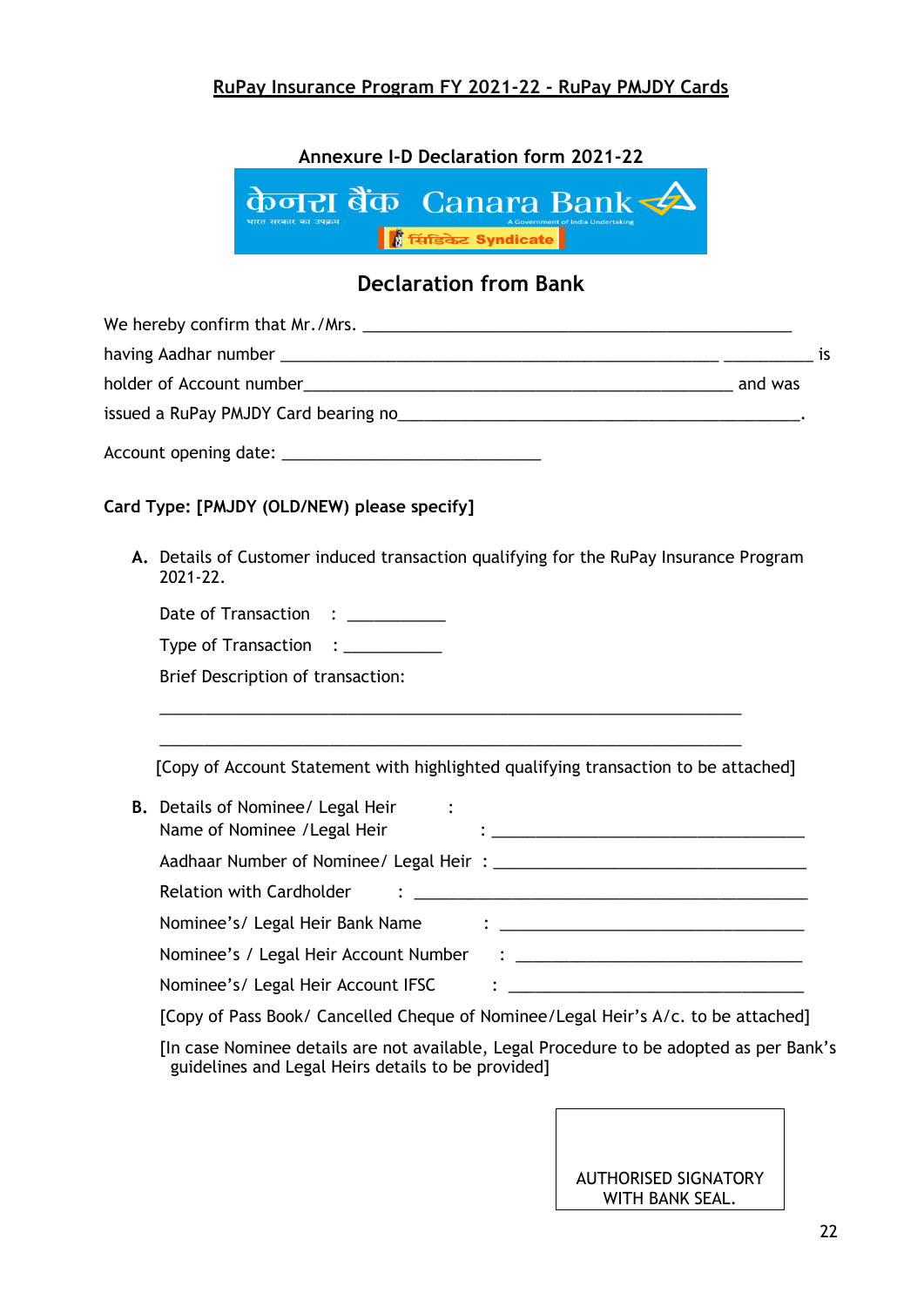**RuPay Insurance Program FY 2021-22 - RuPay PMJDY Cards**

**Annexure I-D Declaration form 2021-22**

केनरा बैंक Canara Bank
भारत सरकार का उपक्रम A Government of India Undertaking
सिंडिकेट Syndicate

## Declaration from Bank

We hereby confirm that Mr./Mrs. ________________________________________________

having Aadhar number ________________________________________________ __________ is

holder of Account number_______________________________________________ and was

issued a RuPay PMJDY Card bearing no_____________________________________________.

Account opening date: _____________________________

**Card Type: [PMJDY (OLD/NEW) please specify]**

**A.** Details of Customer induced transaction qualifying for the RuPay Insurance Program 2021-22.

Date of Transaction : ___________

Type of Transaction : ___________

Brief Description of transaction:

_________________________________________________________________

_________________________________________________________________

[Copy of Account Statement with highlighted qualifying transaction to be attached]

**B.** Details of Nominee/ Legal Heir :

Name of Nominee /Legal Heir : __________________________________

Aadhaar Number of Nominee/ Legal Heir : __________________________________

Relation with Cardholder : ____________________________________________

Nominee's/ Legal Heir Bank Name : __________________________________

Nominee's / Legal Heir Account Number : _______________________________

Nominee's/ Legal Heir Account IFSC : _________________________________

[Copy of Pass Book/ Cancelled Cheque of Nominee/Legal Heir's A/c. to be attached]

[In case Nominee details are not available, Legal Procedure to be adopted as per Bank's guidelines and Legal Heirs details to be provided]

AUTHORISED SIGNATORY
WITH BANK SEAL.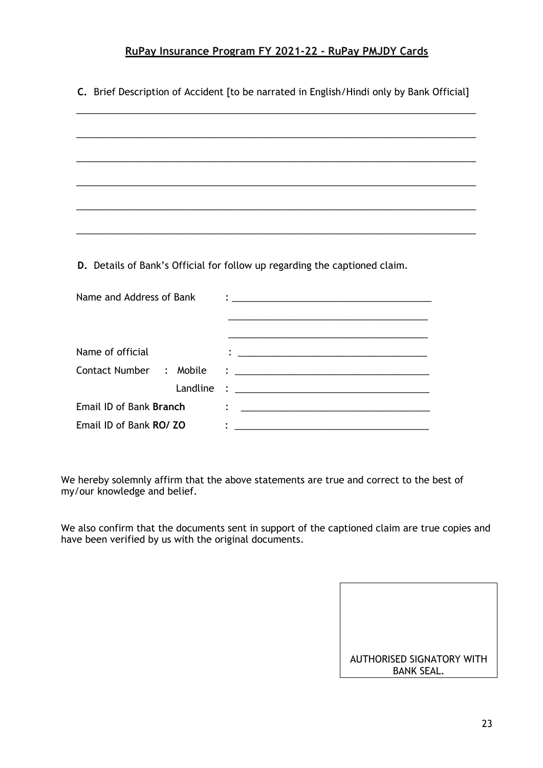## RuPay Insurance Program FY 2021-22 - RuPay PMJDY Cards

**C.** Brief Description of Accident [to be narrated in English/Hindi only by Bank Official]

______________________________________________________________________________

______________________________________________________________________________

______________________________________________________________________________

______________________________________________________________________________

______________________________________________________________________________

______________________________________________________________________________

**D.** Details of Bank's Official for follow up regarding the captioned claim.

Name and Address of Bank : ______________________________________

______________________________________

______________________________________

Name of official : ______________________________________

Contact Number : Mobile : ______________________________________

Landline : ______________________________________

Email ID of Bank **Branch** : ______________________________________

Email ID of Bank **RO/ ZO** : ______________________________________

We hereby solemnly affirm that the above statements are true and correct to the best of my/our knowledge and belief.

We also confirm that the documents sent in support of the captioned claim are true copies and have been verified by us with the original documents.

AUTHORISED SIGNATORY WITH BANK SEAL.